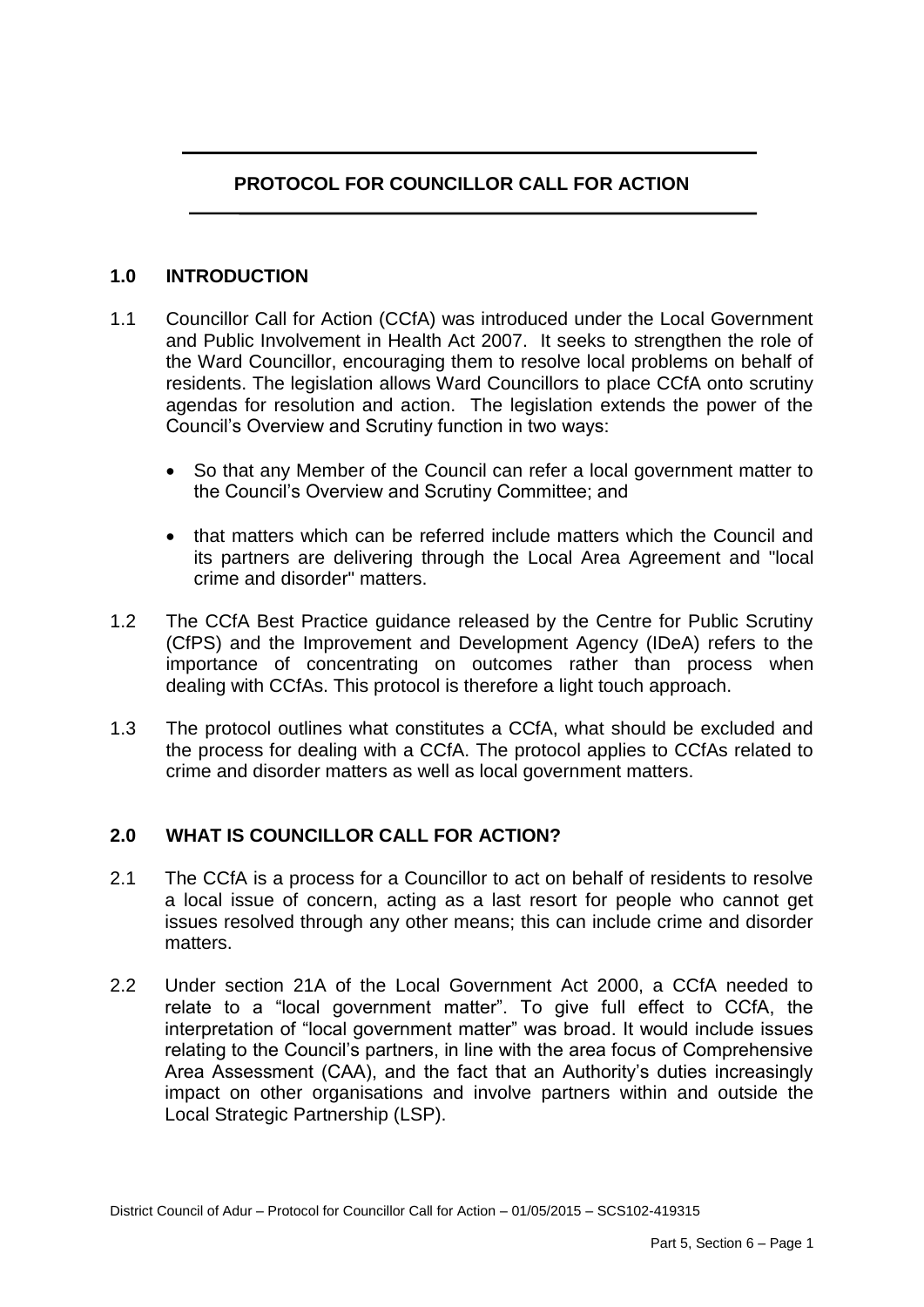# PROTOCOL FOR COUNCILLOR CALL FOR ACTION

## 1.0 INTRODUCTION

1.1 Councillor Call for Action (CCfA) was introduced under the Local Government and Public Involvement in Health Act 2007. It seeks to strengthen the role of the Ward Councillor, encouraging them to resolve local problems on behalf of residents. The legislation allows Ward Councillors to place CCfA onto scrutiny agendas for resolution and action. The legislation extends the power of the Council's Overview and Scrutiny function in two ways:

- So that any Member of the Council can refer a local government matter to the Council's Overview and Scrutiny Committee; and
- that matters which can be referred include matters which the Council and its partners are delivering through the Local Area Agreement and "local crime and disorder" matters.

1.2 The CCfA Best Practice guidance released by the Centre for Public Scrutiny (CfPS) and the Improvement and Development Agency (IDeA) refers to the importance of concentrating on outcomes rather than process when dealing with CCfAs. This protocol is therefore a light touch approach.

1.3 The protocol outlines what constitutes a CCfA, what should be excluded and the process for dealing with a CCfA. The protocol applies to CCfAs related to crime and disorder matters as well as local government matters.

## 2.0 WHAT IS COUNCILLOR CALL FOR ACTION?

2.1 The CCfA is a process for a Councillor to act on behalf of residents to resolve a local issue of concern, acting as a last resort for people who cannot get issues resolved through any other means; this can include crime and disorder matters.

2.2 Under section 21A of the Local Government Act 2000, a CCfA needed to relate to a "local government matter". To give full effect to CCfA, the interpretation of "local government matter" was broad. It would include issues relating to the Council's partners, in line with the area focus of Comprehensive Area Assessment (CAA), and the fact that an Authority's duties increasingly impact on other organisations and involve partners within and outside the Local Strategic Partnership (LSP).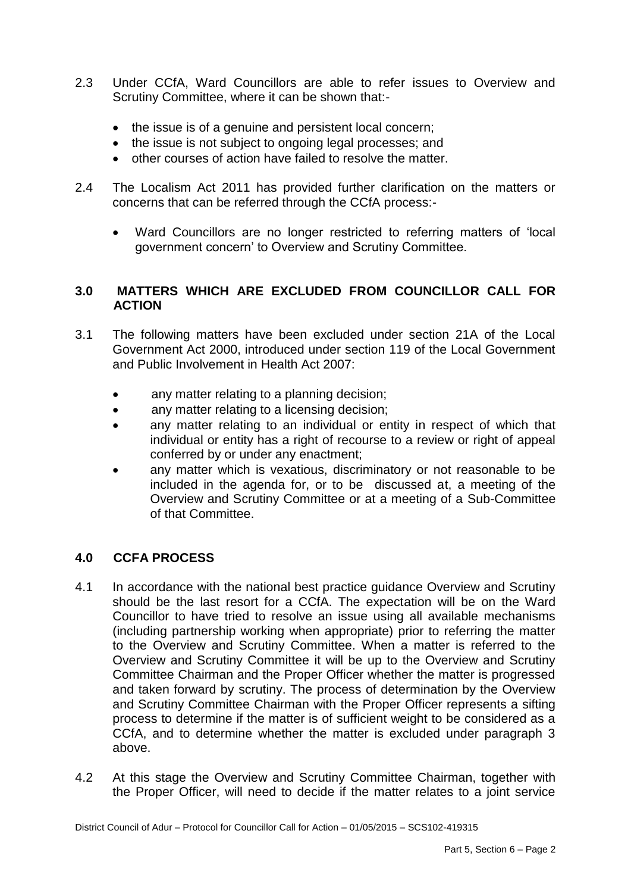2.3 Under CCfA, Ward Councillors are able to refer issues to Overview and Scrutiny Committee, where it can be shown that:-

- the issue is of a genuine and persistent local concern;
- the issue is not subject to ongoing legal processes; and
- other courses of action have failed to resolve the matter.

2.4 The Localism Act 2011 has provided further clarification on the matters or concerns that can be referred through the CCfA process:-

- Ward Councillors are no longer restricted to referring matters of 'local government concern' to Overview and Scrutiny Committee.

## 3.0 MATTERS WHICH ARE EXCLUDED FROM COUNCILLOR CALL FOR ACTION

3.1 The following matters have been excluded under section 21A of the Local Government Act 2000, introduced under section 119 of the Local Government and Public Involvement in Health Act 2007:

- any matter relating to a planning decision;
- any matter relating to a licensing decision;
- any matter relating to an individual or entity in respect of which that individual or entity has a right of recourse to a review or right of appeal conferred by or under any enactment;
- any matter which is vexatious, discriminatory or not reasonable to be included in the agenda for, or to be discussed at, a meeting of the Overview and Scrutiny Committee or at a meeting of a Sub-Committee of that Committee.

## 4.0 CCFA PROCESS

4.1 In accordance with the national best practice guidance Overview and Scrutiny should be the last resort for a CCfA. The expectation will be on the Ward Councillor to have tried to resolve an issue using all available mechanisms (including partnership working when appropriate) prior to referring the matter to the Overview and Scrutiny Committee. When a matter is referred to the Overview and Scrutiny Committee it will be up to the Overview and Scrutiny Committee Chairman and the Proper Officer whether the matter is progressed and taken forward by scrutiny. The process of determination by the Overview and Scrutiny Committee Chairman with the Proper Officer represents a sifting process to determine if the matter is of sufficient weight to be considered as a CCfA, and to determine whether the matter is excluded under paragraph 3 above.

4.2 At this stage the Overview and Scrutiny Committee Chairman, together with the Proper Officer, will need to decide if the matter relates to a joint service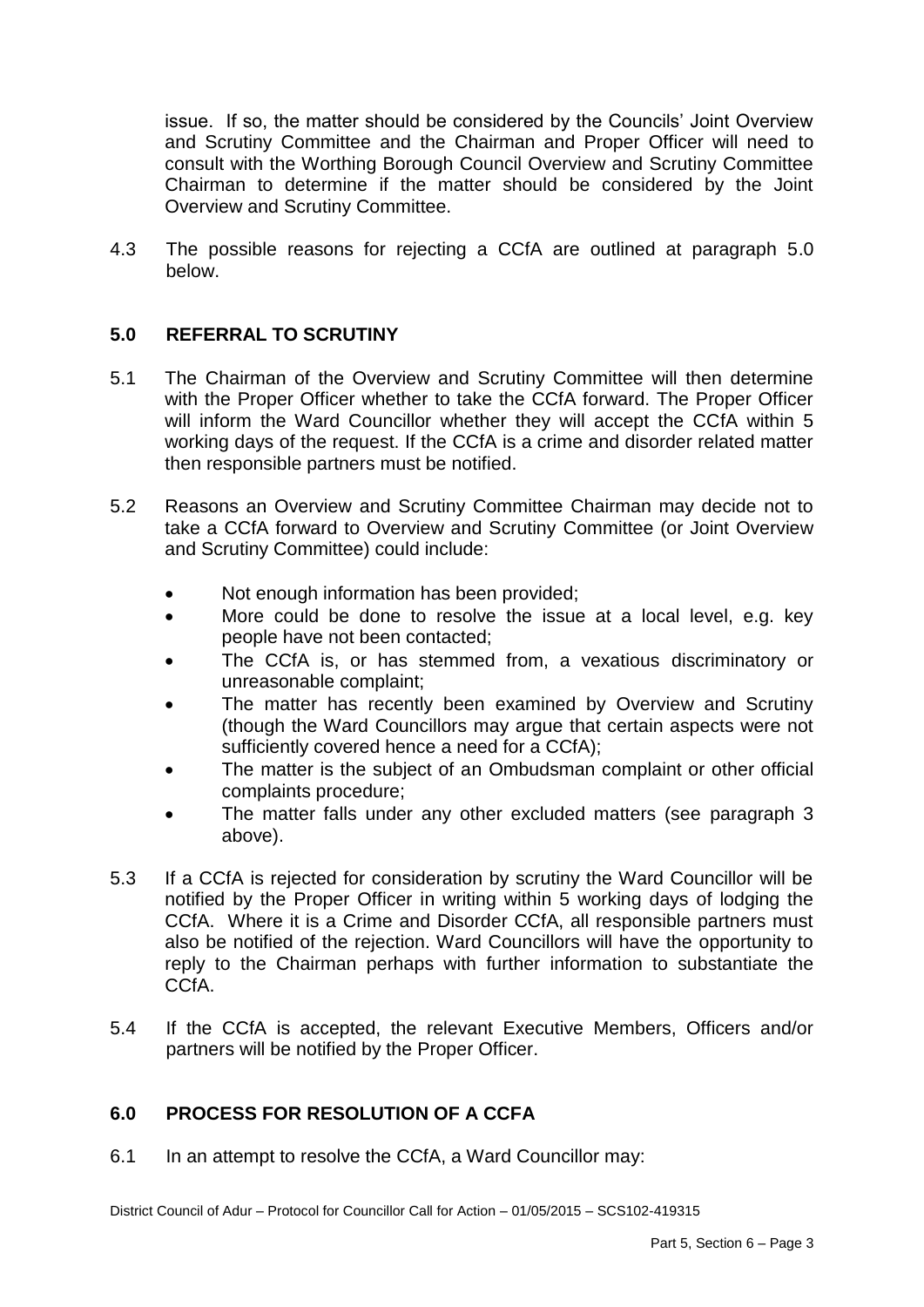issue. If so, the matter should be considered by the Councils' Joint Overview and Scrutiny Committee and the Chairman and Proper Officer will need to consult with the Worthing Borough Council Overview and Scrutiny Committee Chairman to determine if the matter should be considered by the Joint Overview and Scrutiny Committee.

4.3 The possible reasons for rejecting a CCfA are outlined at paragraph 5.0 below.

## 5.0 REFERRAL TO SCRUTINY

5.1 The Chairman of the Overview and Scrutiny Committee will then determine with the Proper Officer whether to take the CCfA forward. The Proper Officer will inform the Ward Councillor whether they will accept the CCfA within 5 working days of the request. If the CCfA is a crime and disorder related matter then responsible partners must be notified.

5.2 Reasons an Overview and Scrutiny Committee Chairman may decide not to take a CCfA forward to Overview and Scrutiny Committee (or Joint Overview and Scrutiny Committee) could include:

- Not enough information has been provided;
- More could be done to resolve the issue at a local level, e.g. key people have not been contacted;
- The CCfA is, or has stemmed from, a vexatious discriminatory or unreasonable complaint;
- The matter has recently been examined by Overview and Scrutiny (though the Ward Councillors may argue that certain aspects were not sufficiently covered hence a need for a CCfA);
- The matter is the subject of an Ombudsman complaint or other official complaints procedure;
- The matter falls under any other excluded matters (see paragraph 3 above).

5.3 If a CCfA is rejected for consideration by scrutiny the Ward Councillor will be notified by the Proper Officer in writing within 5 working days of lodging the CCfA. Where it is a Crime and Disorder CCfA, all responsible partners must also be notified of the rejection. Ward Councillors will have the opportunity to reply to the Chairman perhaps with further information to substantiate the CCfA.

5.4 If the CCfA is accepted, the relevant Executive Members, Officers and/or partners will be notified by the Proper Officer.

## 6.0 PROCESS FOR RESOLUTION OF A CCFA

6.1 In an attempt to resolve the CCfA, a Ward Councillor may: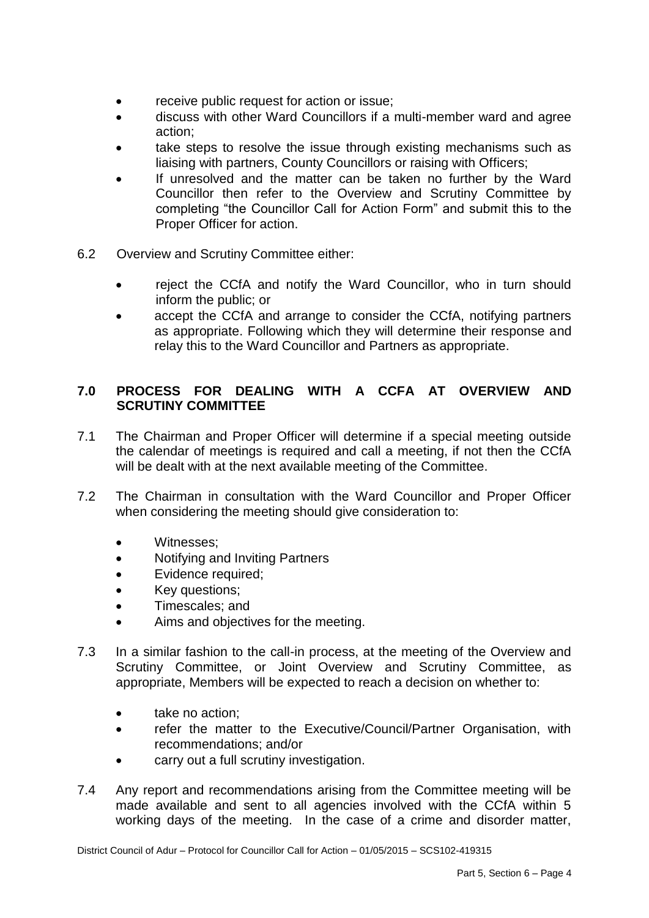- receive public request for action or issue;
- discuss with other Ward Councillors if a multi-member ward and agree action;
- take steps to resolve the issue through existing mechanisms such as liaising with partners, County Councillors or raising with Officers;
- If unresolved and the matter can be taken no further by the Ward Councillor then refer to the Overview and Scrutiny Committee by completing "the Councillor Call for Action Form" and submit this to the Proper Officer for action.

6.2 Overview and Scrutiny Committee either:

- reject the CCfA and notify the Ward Councillor, who in turn should inform the public; or
- accept the CCfA and arrange to consider the CCfA, notifying partners as appropriate. Following which they will determine their response and relay this to the Ward Councillor and Partners as appropriate.

## 7.0 PROCESS FOR DEALING WITH A CCFA AT OVERVIEW AND SCRUTINY COMMITTEE

7.1 The Chairman and Proper Officer will determine if a special meeting outside the calendar of meetings is required and call a meeting, if not then the CCfA will be dealt with at the next available meeting of the Committee.

7.2 The Chairman in consultation with the Ward Councillor and Proper Officer when considering the meeting should give consideration to:

- Witnesses;
- Notifying and Inviting Partners
- Evidence required;
- Key questions;
- Timescales; and
- Aims and objectives for the meeting.

7.3 In a similar fashion to the call-in process, at the meeting of the Overview and Scrutiny Committee, or Joint Overview and Scrutiny Committee, as appropriate, Members will be expected to reach a decision on whether to:

- take no action;
- refer the matter to the Executive/Council/Partner Organisation, with recommendations; and/or
- carry out a full scrutiny investigation.

7.4 Any report and recommendations arising from the Committee meeting will be made available and sent to all agencies involved with the CCfA within 5 working days of the meeting. In the case of a crime and disorder matter,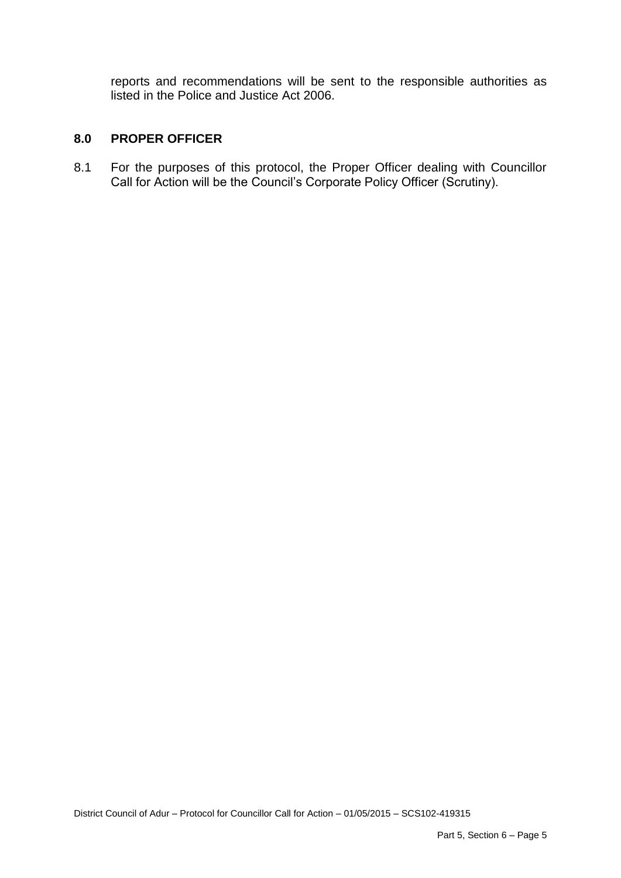reports and recommendations will be sent to the responsible authorities as listed in the Police and Justice Act 2006.

## 8.0 PROPER OFFICER

8.1 For the purposes of this protocol, the Proper Officer dealing with Councillor Call for Action will be the Council's Corporate Policy Officer (Scrutiny).